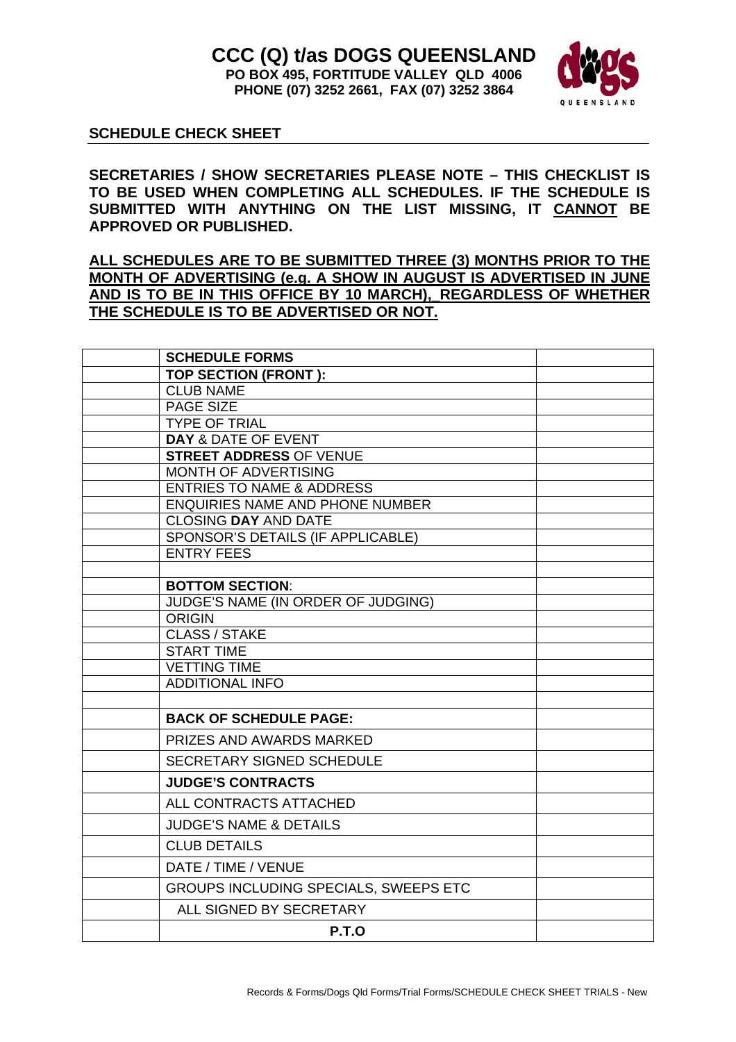# CCC (Q) t/as DOGS QUEENSLAND

**PO BOX 495, FORTITUDE VALLEY QLD 4006**
**PHONE (07) 3252 2661, FAX (07) 3252 3864**

## SCHEDULE CHECK SHEET

**SECRETARIES / SHOW SECRETARIES PLEASE NOTE – THIS CHECKLIST IS TO BE USED WHEN COMPLETING ALL SCHEDULES. IF THE SCHEDULE IS SUBMITTED WITH ANYTHING ON THE LIST MISSING, IT <u>CANNOT</u> BE APPROVED OR PUBLISHED.**

**<u>ALL SCHEDULES ARE TO BE SUBMITTED THREE (3) MONTHS PRIOR TO THE MONTH OF ADVERTISING (e.g. A SHOW IN AUGUST IS ADVERTISED IN JUNE AND IS TO BE IN THIS OFFICE BY 10 MARCH), REGARDLESS OF WHETHER THE SCHEDULE IS TO BE ADVERTISED OR NOT.</u>**

| | **SCHEDULE FORMS** | |
|---|---|---|
| | **TOP SECTION (FRONT ):** | |
| | CLUB NAME | |
| | PAGE SIZE | |
| | TYPE OF TRIAL | |
| | **DAY** & DATE OF EVENT | |
| | **STREET ADDRESS** OF VENUE | |
| | MONTH OF ADVERTISING | |
| | ENTRIES TO NAME & ADDRESS | |
| | ENQUIRIES NAME AND PHONE NUMBER | |
| | CLOSING **DAY** AND DATE | |
| | SPONSOR'S DETAILS (IF APPLICABLE) | |
| | ENTRY FEES | |
| | | |
| | **BOTTOM SECTION**: | |
| | JUDGE'S NAME (IN ORDER OF JUDGING) | |
| | ORIGIN | |
| | CLASS / STAKE | |
| | START TIME | |
| | VETTING TIME | |
| | ADDITIONAL INFO | |
| | | |
| | **BACK OF SCHEDULE PAGE:** | |
| | PRIZES AND AWARDS MARKED | |
| | SECRETARY SIGNED SCHEDULE | |
| | **JUDGE'S CONTRACTS** | |
| | ALL CONTRACTS ATTACHED | |
| | JUDGE'S NAME & DETAILS | |
| | CLUB DETAILS | |
| | DATE / TIME / VENUE | |
| | GROUPS INCLUDING SPECIALS, SWEEPS ETC | |
| | ALL SIGNED BY SECRETARY | |
| | **P.T.O** | |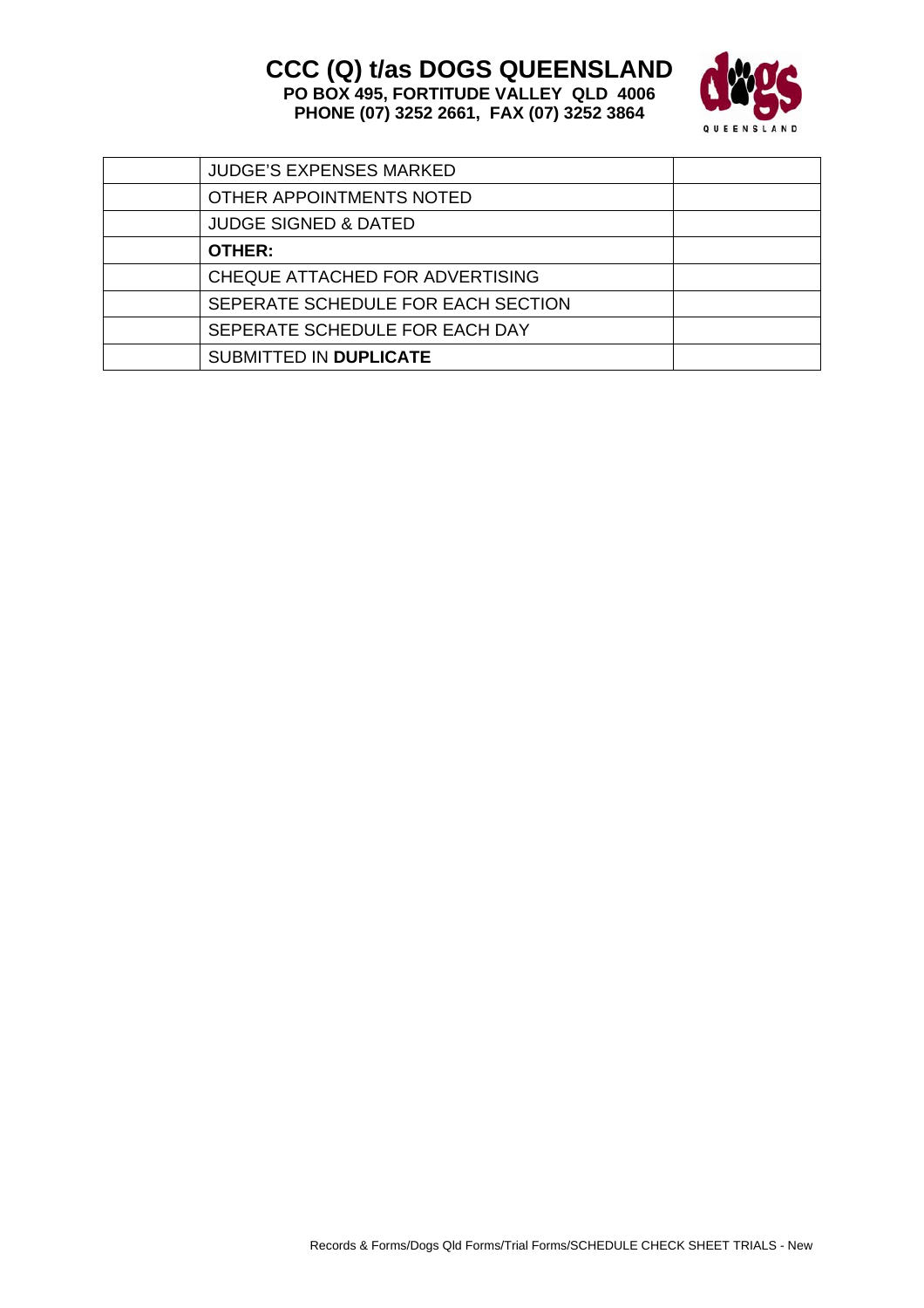# CCC (Q) t/as DOGS QUEENSLAND

**PO BOX 495, FORTITUDE VALLEY QLD 4006**
**PHONE (07) 3252 2661, FAX (07) 3252 3864**

| | | |
|---|---|---|
| | JUDGE'S EXPENSES MARKED | |
| | OTHER APPOINTMENTS NOTED | |
| | JUDGE SIGNED & DATED | |
| | **OTHER:** | |
| | CHEQUE ATTACHED FOR ADVERTISING | |
| | SEPERATE SCHEDULE FOR EACH SECTION | |
| | SEPERATE SCHEDULE FOR EACH DAY | |
| | SUBMITTED IN **DUPLICATE** | |

Records & Forms/Dogs Qld Forms/Trial Forms/SCHEDULE CHECK SHEET TRIALS - New